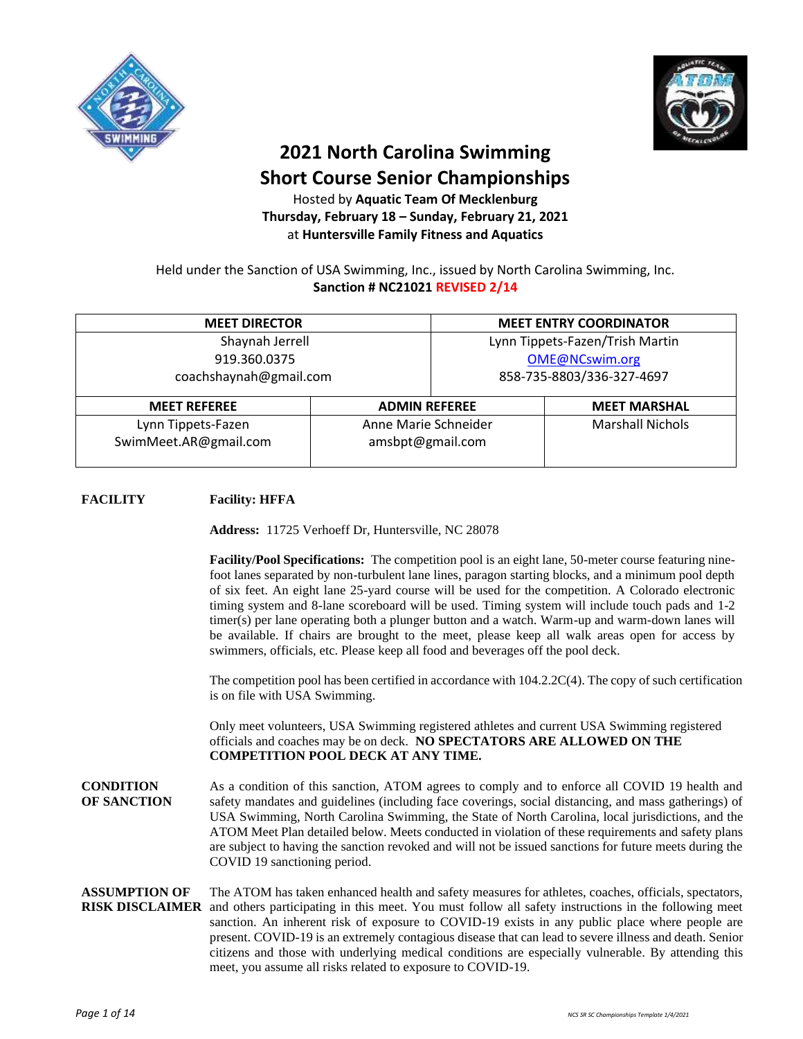# 2021 North Carolina Swimming Short Course Senior Championships

Hosted by **Aquatic Team Of Mecklenburg**
**Thursday, February 18 – Sunday, February 21, 2021**
at **Huntersville Family Fitness and Aquatics**

Held under the Sanction of USA Swimming, Inc., issued by North Carolina Swimming, Inc.
**Sanction # NC21021 REVISED 2/14**

| MEET DIRECTOR | MEET ENTRY COORDINATOR |
|---|---|
| Shaynah Jerrell<br>919.360.0375<br>coachshaynah@gmail.com | Lynn Tippets-Fazen/Trish Martin<br>OME@NCswim.org<br>858-735-8803/336-327-4697 |

| MEET REFEREE | ADMIN REFEREE | MEET MARSHAL |
|---|---|---|
| Lynn Tippets-Fazen<br>SwimMeet.AR@gmail.com | Anne Marie Schneider<br>amsbpt@gmail.com | Marshall Nichols |

**FACILITY**

**Facility: HFFA**

**Address:** 11725 Verhoeff Dr, Huntersville, NC 28078

**Facility/Pool Specifications:** The competition pool is an eight lane, 50-meter course featuring nine-foot lanes separated by non-turbulent lane lines, paragon starting blocks, and a minimum pool depth of six feet. An eight lane 25-yard course will be used for the competition. A Colorado electronic timing system and 8-lane scoreboard will be used. Timing system will include touch pads and 1-2 timer(s) per lane operating both a plunger button and a watch. Warm-up and warm-down lanes will be available. If chairs are brought to the meet, please keep all walk areas open for access by swimmers, officials, etc. Please keep all food and beverages off the pool deck.

The competition pool has been certified in accordance with 104.2.2C(4). The copy of such certification is on file with USA Swimming.

Only meet volunteers, USA Swimming registered athletes and current USA Swimming registered officials and coaches may be on deck. **NO SPECTATORS ARE ALLOWED ON THE COMPETITION POOL DECK AT ANY TIME.**

**CONDITION OF SANCTION**

As a condition of this sanction, ATOM agrees to comply and to enforce all COVID 19 health and safety mandates and guidelines (including face coverings, social distancing, and mass gatherings) of USA Swimming, North Carolina Swimming, the State of North Carolina, local jurisdictions, and the ATOM Meet Plan detailed below. Meets conducted in violation of these requirements and safety plans are subject to having the sanction revoked and will not be issued sanctions for future meets during the COVID 19 sanctioning period.

**ASSUMPTION OF RISK DISCLAIMER**

The ATOM has taken enhanced health and safety measures for athletes, coaches, officials, spectators, and others participating in this meet. You must follow all safety instructions in the following meet sanction. An inherent risk of exposure to COVID-19 exists in any public place where people are present. COVID-19 is an extremely contagious disease that can lead to severe illness and death. Senior citizens and those with underlying medical conditions are especially vulnerable. By attending this meet, you assume all risks related to exposure to COVID-19.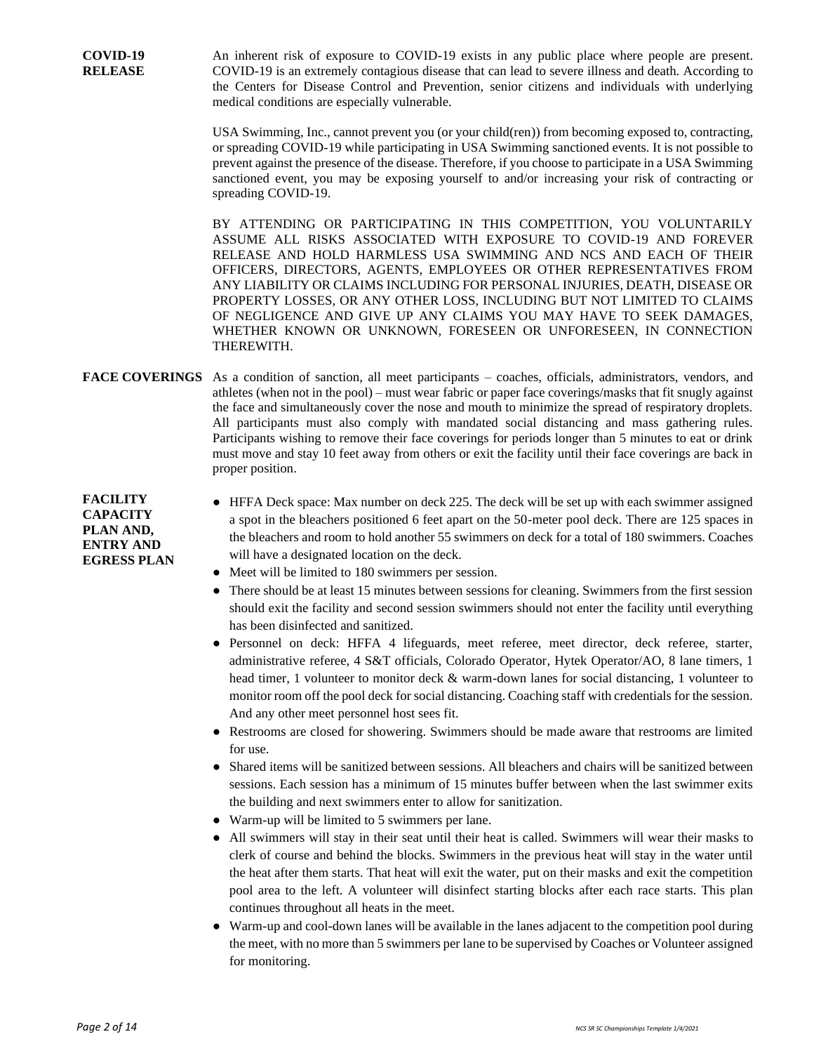**COVID-19 RELEASE**

An inherent risk of exposure to COVID-19 exists in any public place where people are present. COVID-19 is an extremely contagious disease that can lead to severe illness and death. According to the Centers for Disease Control and Prevention, senior citizens and individuals with underlying medical conditions are especially vulnerable.

USA Swimming, Inc., cannot prevent you (or your child(ren)) from becoming exposed to, contracting, or spreading COVID-19 while participating in USA Swimming sanctioned events. It is not possible to prevent against the presence of the disease. Therefore, if you choose to participate in a USA Swimming sanctioned event, you may be exposing yourself to and/or increasing your risk of contracting or spreading COVID-19.

BY ATTENDING OR PARTICIPATING IN THIS COMPETITION, YOU VOLUNTARILY ASSUME ALL RISKS ASSOCIATED WITH EXPOSURE TO COVID-19 AND FOREVER RELEASE AND HOLD HARMLESS USA SWIMMING AND NCS AND EACH OF THEIR OFFICERS, DIRECTORS, AGENTS, EMPLOYEES OR OTHER REPRESENTATIVES FROM ANY LIABILITY OR CLAIMS INCLUDING FOR PERSONAL INJURIES, DEATH, DISEASE OR PROPERTY LOSSES, OR ANY OTHER LOSS, INCLUDING BUT NOT LIMITED TO CLAIMS OF NEGLIGENCE AND GIVE UP ANY CLAIMS YOU MAY HAVE TO SEEK DAMAGES, WHETHER KNOWN OR UNKNOWN, FORESEEN OR UNFORESEEN, IN CONNECTION THEREWITH.

**FACE COVERINGS**

As a condition of sanction, all meet participants – coaches, officials, administrators, vendors, and athletes (when not in the pool) – must wear fabric or paper face coverings/masks that fit snugly against the face and simultaneously cover the nose and mouth to minimize the spread of respiratory droplets. All participants must also comply with mandated social distancing and mass gathering rules. Participants wishing to remove their face coverings for periods longer than 5 minutes to eat or drink must move and stay 10 feet away from others or exit the facility until their face coverings are back in proper position.

**FACILITY CAPACITY PLAN AND, ENTRY AND EGRESS PLAN**

- HFFA Deck space: Max number on deck 225. The deck will be set up with each swimmer assigned a spot in the bleachers positioned 6 feet apart on the 50-meter pool deck. There are 125 spaces in the bleachers and room to hold another 55 swimmers on deck for a total of 180 swimmers. Coaches will have a designated location on the deck.
- Meet will be limited to 180 swimmers per session.
- There should be at least 15 minutes between sessions for cleaning. Swimmers from the first session should exit the facility and second session swimmers should not enter the facility until everything has been disinfected and sanitized.
- Personnel on deck: HFFA 4 lifeguards, meet referee, meet director, deck referee, starter, administrative referee, 4 S&T officials, Colorado Operator, Hytek Operator/AO, 8 lane timers, 1 head timer, 1 volunteer to monitor deck & warm-down lanes for social distancing, 1 volunteer to monitor room off the pool deck for social distancing. Coaching staff with credentials for the session. And any other meet personnel host sees fit.
- Restrooms are closed for showering. Swimmers should be made aware that restrooms are limited for use.
- Shared items will be sanitized between sessions. All bleachers and chairs will be sanitized between sessions. Each session has a minimum of 15 minutes buffer between when the last swimmer exits the building and next swimmers enter to allow for sanitization.
- Warm-up will be limited to 5 swimmers per lane.
- All swimmers will stay in their seat until their heat is called. Swimmers will wear their masks to clerk of course and behind the blocks. Swimmers in the previous heat will stay in the water until the heat after them starts. That heat will exit the water, put on their masks and exit the competition pool area to the left. A volunteer will disinfect starting blocks after each race starts. This plan continues throughout all heats in the meet.
- Warm-up and cool-down lanes will be available in the lanes adjacent to the competition pool during the meet, with no more than 5 swimmers per lane to be supervised by Coaches or Volunteer assigned for monitoring.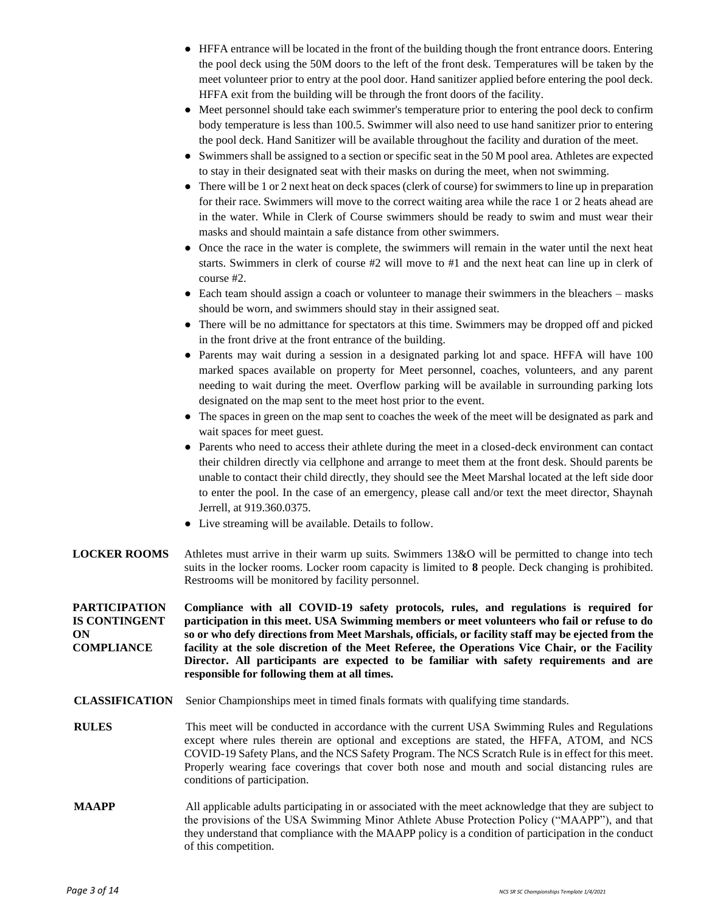- HFFA entrance will be located in the front of the building though the front entrance doors. Entering the pool deck using the 50M doors to the left of the front desk. Temperatures will be taken by the meet volunteer prior to entry at the pool door. Hand sanitizer applied before entering the pool deck. HFFA exit from the building will be through the front doors of the facility.
- Meet personnel should take each swimmer's temperature prior to entering the pool deck to confirm body temperature is less than 100.5. Swimmer will also need to use hand sanitizer prior to entering the pool deck. Hand Sanitizer will be available throughout the facility and duration of the meet.
- Swimmers shall be assigned to a section or specific seat in the 50 M pool area. Athletes are expected to stay in their designated seat with their masks on during the meet, when not swimming.
- There will be 1 or 2 next heat on deck spaces (clerk of course) for swimmers to line up in preparation for their race. Swimmers will move to the correct waiting area while the race 1 or 2 heats ahead are in the water. While in Clerk of Course swimmers should be ready to swim and must wear their masks and should maintain a safe distance from other swimmers.
- Once the race in the water is complete, the swimmers will remain in the water until the next heat starts. Swimmers in clerk of course #2 will move to #1 and the next heat can line up in clerk of course #2.
- Each team should assign a coach or volunteer to manage their swimmers in the bleachers – masks should be worn, and swimmers should stay in their assigned seat.
- There will be no admittance for spectators at this time. Swimmers may be dropped off and picked in the front drive at the front entrance of the building.
- Parents may wait during a session in a designated parking lot and space. HFFA will have 100 marked spaces available on property for Meet personnel, coaches, volunteers, and any parent needing to wait during the meet. Overflow parking will be available in surrounding parking lots designated on the map sent to the meet host prior to the event.
- The spaces in green on the map sent to coaches the week of the meet will be designated as park and wait spaces for meet guest.
- Parents who need to access their athlete during the meet in a closed-deck environment can contact their children directly via cellphone and arrange to meet them at the front desk. Should parents be unable to contact their child directly, they should see the Meet Marshal located at the left side door to enter the pool. In the case of an emergency, please call and/or text the meet director, Shaynah Jerrell, at 919.360.0375.
- Live streaming will be available. Details to follow.

**LOCKER ROOMS** Athletes must arrive in their warm up suits. Swimmers 13&O will be permitted to change into tech suits in the locker rooms. Locker room capacity is limited to **8** people. Deck changing is prohibited. Restrooms will be monitored by facility personnel.

**PARTICIPATION IS CONTINGENT ON COMPLIANCE** **Compliance with all COVID-19 safety protocols, rules, and regulations is required for participation in this meet. USA Swimming members or meet volunteers who fail or refuse to do so or who defy directions from Meet Marshals, officials, or facility staff may be ejected from the facility at the sole discretion of the Meet Referee, the Operations Vice Chair, or the Facility Director. All participants are expected to be familiar with safety requirements and are responsible for following them at all times.**

**CLASSIFICATION** Senior Championships meet in timed finals formats with qualifying time standards.

**RULES** This meet will be conducted in accordance with the current USA Swimming Rules and Regulations except where rules therein are optional and exceptions are stated, the HFFA, ATOM, and NCS COVID-19 Safety Plans, and the NCS Safety Program. The NCS Scratch Rule is in effect for this meet. Properly wearing face coverings that cover both nose and mouth and social distancing rules are conditions of participation.

**MAAPP** All applicable adults participating in or associated with the meet acknowledge that they are subject to the provisions of the USA Swimming Minor Athlete Abuse Protection Policy ("MAAPP"), and that they understand that compliance with the MAAPP policy is a condition of participation in the conduct of this competition.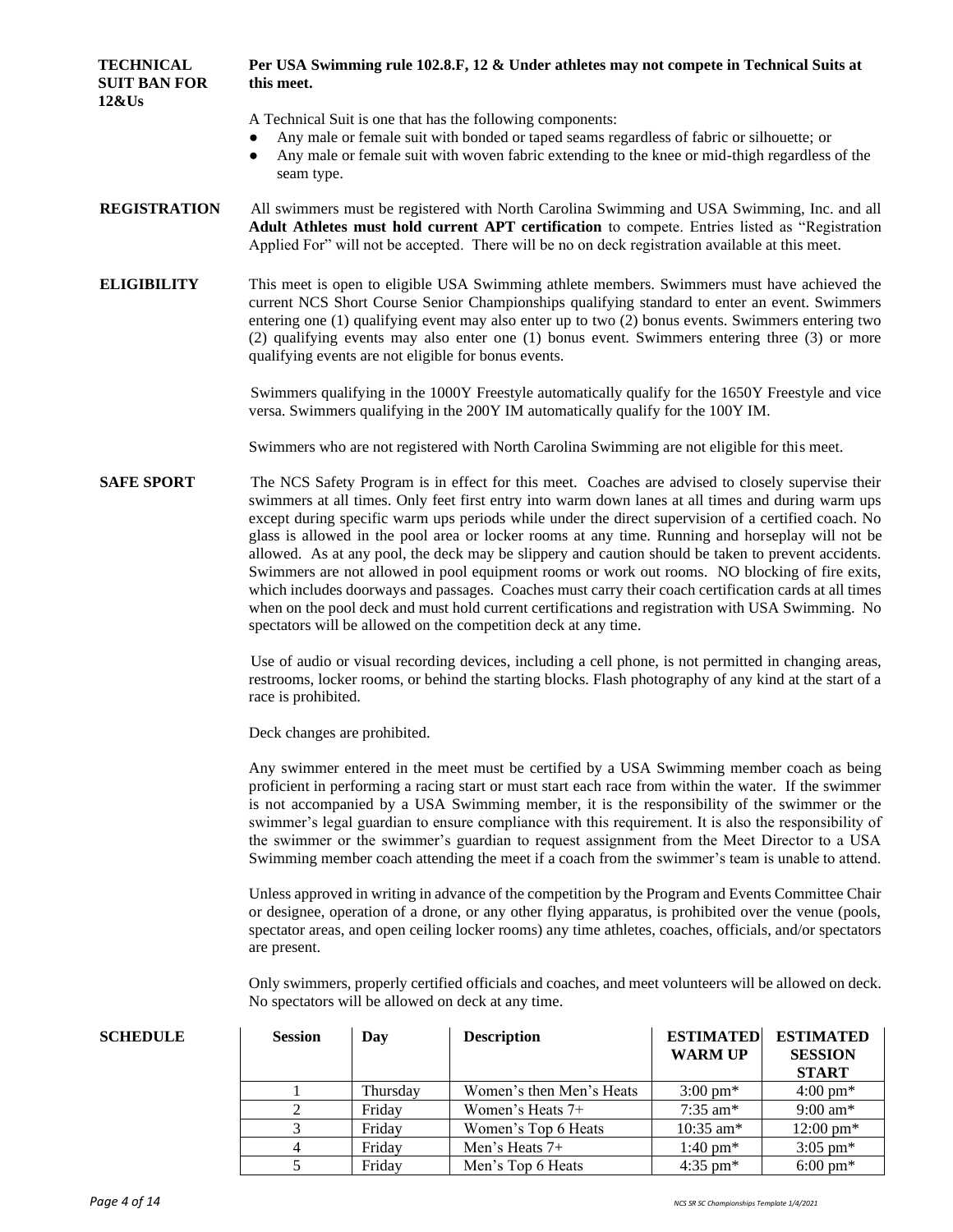**TECHNICAL SUIT BAN FOR 12&Us**

**Per USA Swimming rule 102.8.F, 12 & Under athletes may not compete in Technical Suits at this meet.**

A Technical Suit is one that has the following components:

- Any male or female suit with bonded or taped seams regardless of fabric or silhouette; or
- Any male or female suit with woven fabric extending to the knee or mid-thigh regardless of the seam type.

**REGISTRATION**

All swimmers must be registered with North Carolina Swimming and USA Swimming, Inc. and all **Adult Athletes must hold current APT certification** to compete. Entries listed as "Registration Applied For" will not be accepted. There will be no on deck registration available at this meet.

**ELIGIBILITY**

This meet is open to eligible USA Swimming athlete members. Swimmers must have achieved the current NCS Short Course Senior Championships qualifying standard to enter an event. Swimmers entering one (1) qualifying event may also enter up to two (2) bonus events. Swimmers entering two (2) qualifying events may also enter one (1) bonus event. Swimmers entering three (3) or more qualifying events are not eligible for bonus events.

Swimmers qualifying in the 1000Y Freestyle automatically qualify for the 1650Y Freestyle and vice versa. Swimmers qualifying in the 200Y IM automatically qualify for the 100Y IM.

Swimmers who are not registered with North Carolina Swimming are not eligible for this meet.

**SAFE SPORT**

The NCS Safety Program is in effect for this meet. Coaches are advised to closely supervise their swimmers at all times. Only feet first entry into warm down lanes at all times and during warm ups except during specific warm ups periods while under the direct supervision of a certified coach. No glass is allowed in the pool area or locker rooms at any time. Running and horseplay will not be allowed. As at any pool, the deck may be slippery and caution should be taken to prevent accidents. Swimmers are not allowed in pool equipment rooms or work out rooms. NO blocking of fire exits, which includes doorways and passages. Coaches must carry their coach certification cards at all times when on the pool deck and must hold current certifications and registration with USA Swimming. No spectators will be allowed on the competition deck at any time.

Use of audio or visual recording devices, including a cell phone, is not permitted in changing areas, restrooms, locker rooms, or behind the starting blocks. Flash photography of any kind at the start of a race is prohibited.

Deck changes are prohibited.

Any swimmer entered in the meet must be certified by a USA Swimming member coach as being proficient in performing a racing start or must start each race from within the water. If the swimmer is not accompanied by a USA Swimming member, it is the responsibility of the swimmer or the swimmer's legal guardian to ensure compliance with this requirement. It is also the responsibility of the swimmer or the swimmer's guardian to request assignment from the Meet Director to a USA Swimming member coach attending the meet if a coach from the swimmer's team is unable to attend.

Unless approved in writing in advance of the competition by the Program and Events Committee Chair or designee, operation of a drone, or any other flying apparatus, is prohibited over the venue (pools, spectator areas, and open ceiling locker rooms) any time athletes, coaches, officials, and/or spectators are present.

Only swimmers, properly certified officials and coaches, and meet volunteers will be allowed on deck. No spectators will be allowed on deck at any time.

**SCHEDULE**

| Session | Day | Description | ESTIMATED WARM UP | ESTIMATED SESSION START |
|---|---|---|---|---|
| 1 | Thursday | Women's then Men's Heats | 3:00 pm* | 4:00 pm* |
| 2 | Friday | Women's Heats 7+ | 7:35 am* | 9:00 am* |
| 3 | Friday | Women's Top 6 Heats | 10:35 am* | 12:00 pm* |
| 4 | Friday | Men's Heats 7+ | 1:40 pm* | 3:05 pm* |
| 5 | Friday | Men's Top 6 Heats | 4:35 pm* | 6:00 pm* |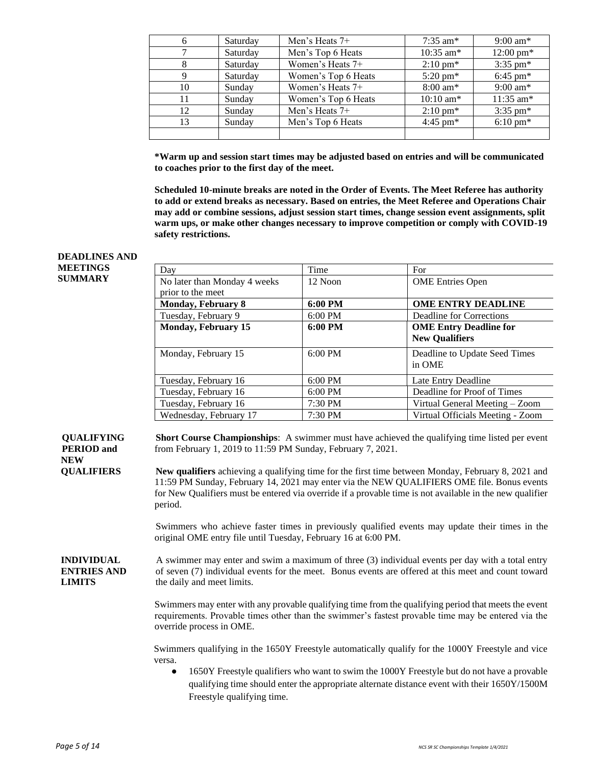| 6 | Saturday | Men's Heats 7+ | 7:35 am* | 9:00 am* |
|---|---|---|---|---|
| 7 | Saturday | Men's Top 6 Heats | 10:35 am* | 12:00 pm* |
| 8 | Saturday | Women's Heats 7+ | 2:10 pm* | 3:35 pm* |
| 9 | Saturday | Women's Top 6 Heats | 5:20 pm* | 6:45 pm* |
| 10 | Sunday | Women's Heats 7+ | 8:00 am* | 9:00 am* |
| 11 | Sunday | Women's Top 6 Heats | 10:10 am* | 11:35 am* |
| 12 | Sunday | Men's Heats 7+ | 2:10 pm* | 3:35 pm* |
| 13 | Sunday | Men's Top 6 Heats | 4:45 pm* | 6:10 pm* |
| | | | | |

**\*Warm up and session start times may be adjusted based on entries and will be communicated to coaches prior to the first day of the meet.**

**Scheduled 10-minute breaks are noted in the Order of Events. The Meet Referee has authority to add or extend breaks as necessary. Based on entries, the Meet Referee and Operations Chair may add or combine sessions, adjust session start times, change session event assignments, split warm ups, or make other changes necessary to improve competition or comply with COVID-19 safety restrictions.**

**DEADLINES AND MEETINGS SUMMARY**

| Day | Time | For |
|---|---|---|
| No later than Monday 4 weeks prior to the meet | 12 Noon | OME Entries Open |
| **Monday, February 8** | **6:00 PM** | **OME ENTRY DEADLINE** |
| Tuesday, February 9 | 6:00 PM | Deadline for Corrections |
| **Monday, February 15** | **6:00 PM** | **OME Entry Deadline for New Qualifiers** |
| Monday, February 15 | 6:00 PM | Deadline to Update Seed Times in OME |
| Tuesday, February 16 | 6:00 PM | Late Entry Deadline |
| Tuesday, February 16 | 6:00 PM | Deadline for Proof of Times |
| Tuesday, February 16 | 7:30 PM | Virtual General Meeting – Zoom |
| Wednesday, February 17 | 7:30 PM | Virtual Officials Meeting - Zoom |

**QUALIFYING PERIOD and NEW QUALIFIERS**

**Short Course Championships**: A swimmer must have achieved the qualifying time listed per event from February 1, 2019 to 11:59 PM Sunday, February 7, 2021.

**New qualifiers** achieving a qualifying time for the first time between Monday, February 8, 2021 and 11:59 PM Sunday, February 14, 2021 may enter via the NEW QUALIFIERS OME file. Bonus events for New Qualifiers must be entered via override if a provable time is not available in the new qualifier period.

Swimmers who achieve faster times in previously qualified events may update their times in the original OME entry file until Tuesday, February 16 at 6:00 PM.

**INDIVIDUAL ENTRIES AND LIMITS**

A swimmer may enter and swim a maximum of three (3) individual events per day with a total entry of seven (7) individual events for the meet. Bonus events are offered at this meet and count toward the daily and meet limits.

Swimmers may enter with any provable qualifying time from the qualifying period that meets the event requirements. Provable times other than the swimmer's fastest provable time may be entered via the override process in OME.

Swimmers qualifying in the 1650Y Freestyle automatically qualify for the 1000Y Freestyle and vice versa.

- 1650Y Freestyle qualifiers who want to swim the 1000Y Freestyle but do not have a provable qualifying time should enter the appropriate alternate distance event with their 1650Y/1500M Freestyle qualifying time.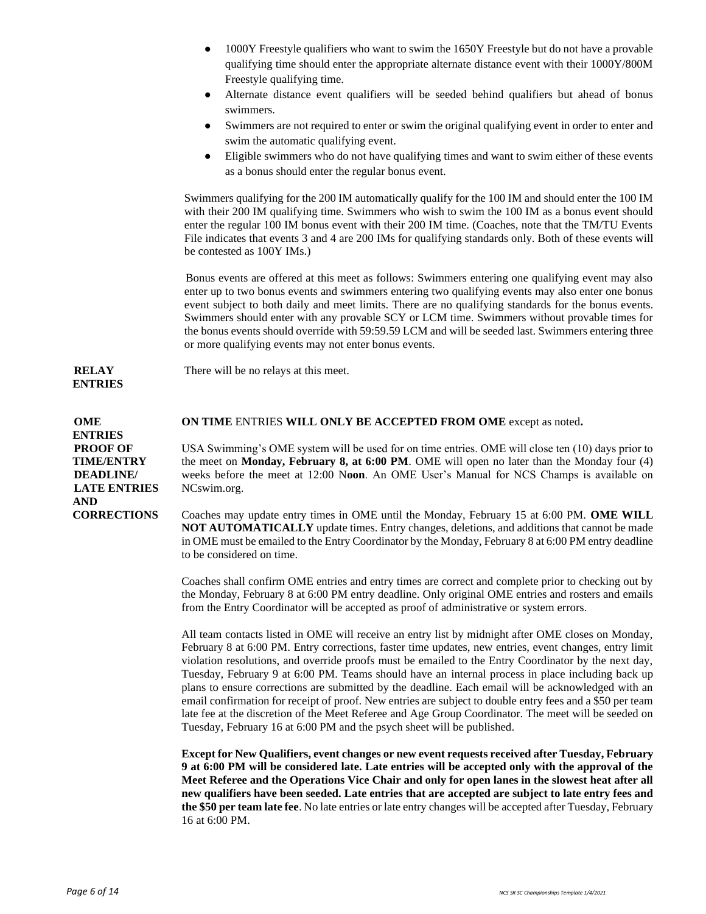- 1000Y Freestyle qualifiers who want to swim the 1650Y Freestyle but do not have a provable qualifying time should enter the appropriate alternate distance event with their 1000Y/800M Freestyle qualifying time.
- Alternate distance event qualifiers will be seeded behind qualifiers but ahead of bonus swimmers.
- Swimmers are not required to enter or swim the original qualifying event in order to enter and swim the automatic qualifying event.
- Eligible swimmers who do not have qualifying times and want to swim either of these events as a bonus should enter the regular bonus event.

Swimmers qualifying for the 200 IM automatically qualify for the 100 IM and should enter the 100 IM with their 200 IM qualifying time. Swimmers who wish to swim the 100 IM as a bonus event should enter the regular 100 IM bonus event with their 200 IM time. (Coaches, note that the TM/TU Events File indicates that events 3 and 4 are 200 IMs for qualifying standards only. Both of these events will be contested as 100Y IMs.)

Bonus events are offered at this meet as follows: Swimmers entering one qualifying event may also enter up to two bonus events and swimmers entering two qualifying events may also enter one bonus event subject to both daily and meet limits. There are no qualifying standards for the bonus events. Swimmers should enter with any provable SCY or LCM time. Swimmers without provable times for the bonus events should override with 59:59.59 LCM and will be seeded last. Swimmers entering three or more qualifying events may not enter bonus events.

**RELAY ENTRIES**

There will be no relays at this meet.

**OME ENTRIES PROOF OF TIME/ENTRY DEADLINE/ LATE ENTRIES AND CORRECTIONS**

**ON TIME** ENTRIES **WILL ONLY BE ACCEPTED FROM OME** except as noted**.**

USA Swimming's OME system will be used for on time entries. OME will close ten (10) days prior to the meet on **Monday, February 8, at 6:00 PM**. OME will open no later than the Monday four (4) weeks before the meet at 12:00 N**oon**. An OME User's Manual for NCS Champs is available on NCswim.org.

Coaches may update entry times in OME until the Monday, February 15 at 6:00 PM. **OME WILL NOT AUTOMATICALLY** update times. Entry changes, deletions, and additions that cannot be made in OME must be emailed to the Entry Coordinator by the Monday, February 8 at 6:00 PM entry deadline to be considered on time.

Coaches shall confirm OME entries and entry times are correct and complete prior to checking out by the Monday, February 8 at 6:00 PM entry deadline. Only original OME entries and rosters and emails from the Entry Coordinator will be accepted as proof of administrative or system errors.

All team contacts listed in OME will receive an entry list by midnight after OME closes on Monday, February 8 at 6:00 PM. Entry corrections, faster time updates, new entries, event changes, entry limit violation resolutions, and override proofs must be emailed to the Entry Coordinator by the next day, Tuesday, February 9 at 6:00 PM. Teams should have an internal process in place including back up plans to ensure corrections are submitted by the deadline. Each email will be acknowledged with an email confirmation for receipt of proof. New entries are subject to double entry fees and a $50 per team late fee at the discretion of the Meet Referee and Age Group Coordinator. The meet will be seeded on Tuesday, February 16 at 6:00 PM and the psych sheet will be published.

**Except for New Qualifiers, event changes or new event requests received after Tuesday, February 9 at 6:00 PM will be considered late. Late entries will be accepted only with the approval of the Meet Referee and the Operations Vice Chair and only for open lanes in the slowest heat after all new qualifiers have been seeded. Late entries that are accepted are subject to late entry fees and the $50 per team late fee**. No late entries or late entry changes will be accepted after Tuesday, February 16 at 6:00 PM.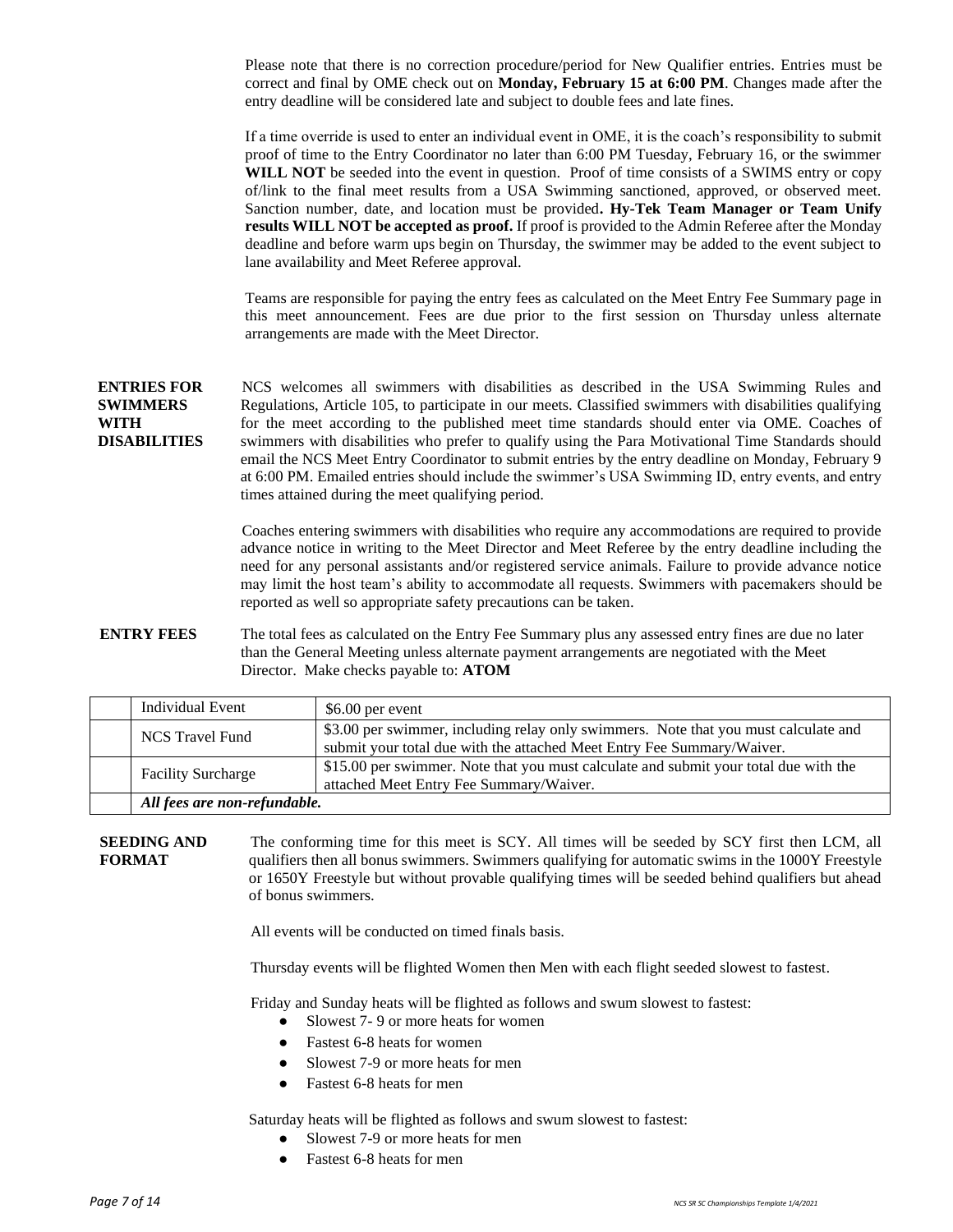Please note that there is no correction procedure/period for New Qualifier entries. Entries must be correct and final by OME check out on **Monday, February 15 at 6:00 PM**. Changes made after the entry deadline will be considered late and subject to double fees and late fines.

If a time override is used to enter an individual event in OME, it is the coach's responsibility to submit proof of time to the Entry Coordinator no later than 6:00 PM Tuesday, February 16, or the swimmer **WILL NOT** be seeded into the event in question. Proof of time consists of a SWIMS entry or copy of/link to the final meet results from a USA Swimming sanctioned, approved, or observed meet. Sanction number, date, and location must be provided**. Hy-Tek Team Manager or Team Unify results WILL NOT be accepted as proof.** If proof is provided to the Admin Referee after the Monday deadline and before warm ups begin on Thursday, the swimmer may be added to the event subject to lane availability and Meet Referee approval.

Teams are responsible for paying the entry fees as calculated on the Meet Entry Fee Summary page in this meet announcement. Fees are due prior to the first session on Thursday unless alternate arrangements are made with the Meet Director.

**ENTRIES FOR SWIMMERS WITH DISABILITIES**

NCS welcomes all swimmers with disabilities as described in the USA Swimming Rules and Regulations, Article 105, to participate in our meets. Classified swimmers with disabilities qualifying for the meet according to the published meet time standards should enter via OME. Coaches of swimmers with disabilities who prefer to qualify using the Para Motivational Time Standards should email the NCS Meet Entry Coordinator to submit entries by the entry deadline on Monday, February 9 at 6:00 PM. Emailed entries should include the swimmer's USA Swimming ID, entry events, and entry times attained during the meet qualifying period.

Coaches entering swimmers with disabilities who require any accommodations are required to provide advance notice in writing to the Meet Director and Meet Referee by the entry deadline including the need for any personal assistants and/or registered service animals. Failure to provide advance notice may limit the host team's ability to accommodate all requests. Swimmers with pacemakers should be reported as well so appropriate safety precautions can be taken.

**ENTRY FEES**

The total fees as calculated on the Entry Fee Summary plus any assessed entry fines are due no later than the General Meeting unless alternate payment arrangements are negotiated with the Meet Director. Make checks payable to: **ATOM**

| | | |
|---|---|---|
| | Individual Event | $6.00 per event |
| | NCS Travel Fund | $3.00 per swimmer, including relay only swimmers. Note that you must calculate and submit your total due with the attached Meet Entry Fee Summary/Waiver. |
| | Facility Surcharge | $15.00 per swimmer. Note that you must calculate and submit your total due with the attached Meet Entry Fee Summary/Waiver. |
| | ***All fees are non-refundable.*** | |

**SEEDING AND FORMAT**

The conforming time for this meet is SCY. All times will be seeded by SCY first then LCM, all qualifiers then all bonus swimmers. Swimmers qualifying for automatic swims in the 1000Y Freestyle or 1650Y Freestyle but without provable qualifying times will be seeded behind qualifiers but ahead of bonus swimmers.

All events will be conducted on timed finals basis.

Thursday events will be flighted Women then Men with each flight seeded slowest to fastest.

Friday and Sunday heats will be flighted as follows and swum slowest to fastest:

- Slowest 7- 9 or more heats for women
- Fastest 6-8 heats for women
- Slowest 7-9 or more heats for men
- Fastest 6-8 heats for men

Saturday heats will be flighted as follows and swum slowest to fastest:

- Slowest 7-9 or more heats for men
- Fastest 6-8 heats for men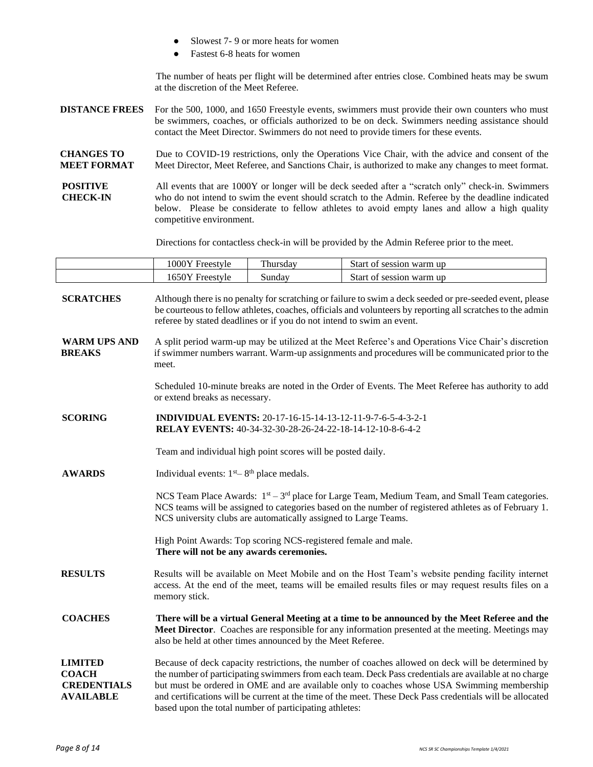- Slowest 7- 9 or more heats for women
- Fastest 6-8 heats for women

The number of heats per flight will be determined after entries close. Combined heats may be swum at the discretion of the Meet Referee.

**DISTANCE FREES** For the 500, 1000, and 1650 Freestyle events, swimmers must provide their own counters who must be swimmers, coaches, or officials authorized to be on deck. Swimmers needing assistance should contact the Meet Director. Swimmers do not need to provide timers for these events.

**CHANGES TO MEET FORMAT** Due to COVID-19 restrictions, only the Operations Vice Chair, with the advice and consent of the Meet Director, Meet Referee, and Sanctions Chair, is authorized to make any changes to meet format.

**POSITIVE CHECK-IN** All events that are 1000Y or longer will be deck seeded after a "scratch only" check-in. Swimmers who do not intend to swim the event should scratch to the Admin. Referee by the deadline indicated below. Please be considerate to fellow athletes to avoid empty lanes and allow a high quality competitive environment.

Directions for contactless check-in will be provided by the Admin Referee prior to the meet.

| | | | |
|---|---|---|---|
| | 1000Y Freestyle | Thursday | Start of session warm up |
| | 1650Y Freestyle | Sunday | Start of session warm up |

**SCRATCHES** Although there is no penalty for scratching or failure to swim a deck seeded or pre-seeded event, please be courteous to fellow athletes, coaches, officials and volunteers by reporting all scratches to the admin referee by stated deadlines or if you do not intend to swim an event.

**WARM UPS AND BREAKS** A split period warm-up may be utilized at the Meet Referee's and Operations Vice Chair's discretion if swimmer numbers warrant. Warm-up assignments and procedures will be communicated prior to the meet.

Scheduled 10-minute breaks are noted in the Order of Events. The Meet Referee has authority to add or extend breaks as necessary.

**SCORING** **INDIVIDUAL EVENTS:** 20-17-16-15-14-13-12-11-9-7-6-5-4-3-2-1
**RELAY EVENTS:** 40-34-32-30-28-26-24-22-18-14-12-10-8-6-4-2

Team and individual high point scores will be posted daily.

**AWARDS** Individual events: 1st– 8th place medals.

NCS Team Place Awards: 1st – 3rd place for Large Team, Medium Team, and Small Team categories. NCS teams will be assigned to categories based on the number of registered athletes as of February 1. NCS university clubs are automatically assigned to Large Teams.

High Point Awards: Top scoring NCS-registered female and male.
**There will not be any awards ceremonies.**

**RESULTS** Results will be available on Meet Mobile and on the Host Team's website pending facility internet access. At the end of the meet, teams will be emailed results files or may request results files on a memory stick.

**COACHES** **There will be a virtual General Meeting at a time to be announced by the Meet Referee and the Meet Director**. Coaches are responsible for any information presented at the meeting. Meetings may also be held at other times announced by the Meet Referee.

**LIMITED COACH CREDENTIALS AVAILABLE** Because of deck capacity restrictions, the number of coaches allowed on deck will be determined by the number of participating swimmers from each team. Deck Pass credentials are available at no charge but must be ordered in OME and are available only to coaches whose USA Swimming membership and certifications will be current at the time of the meet. These Deck Pass credentials will be allocated based upon the total number of participating athletes: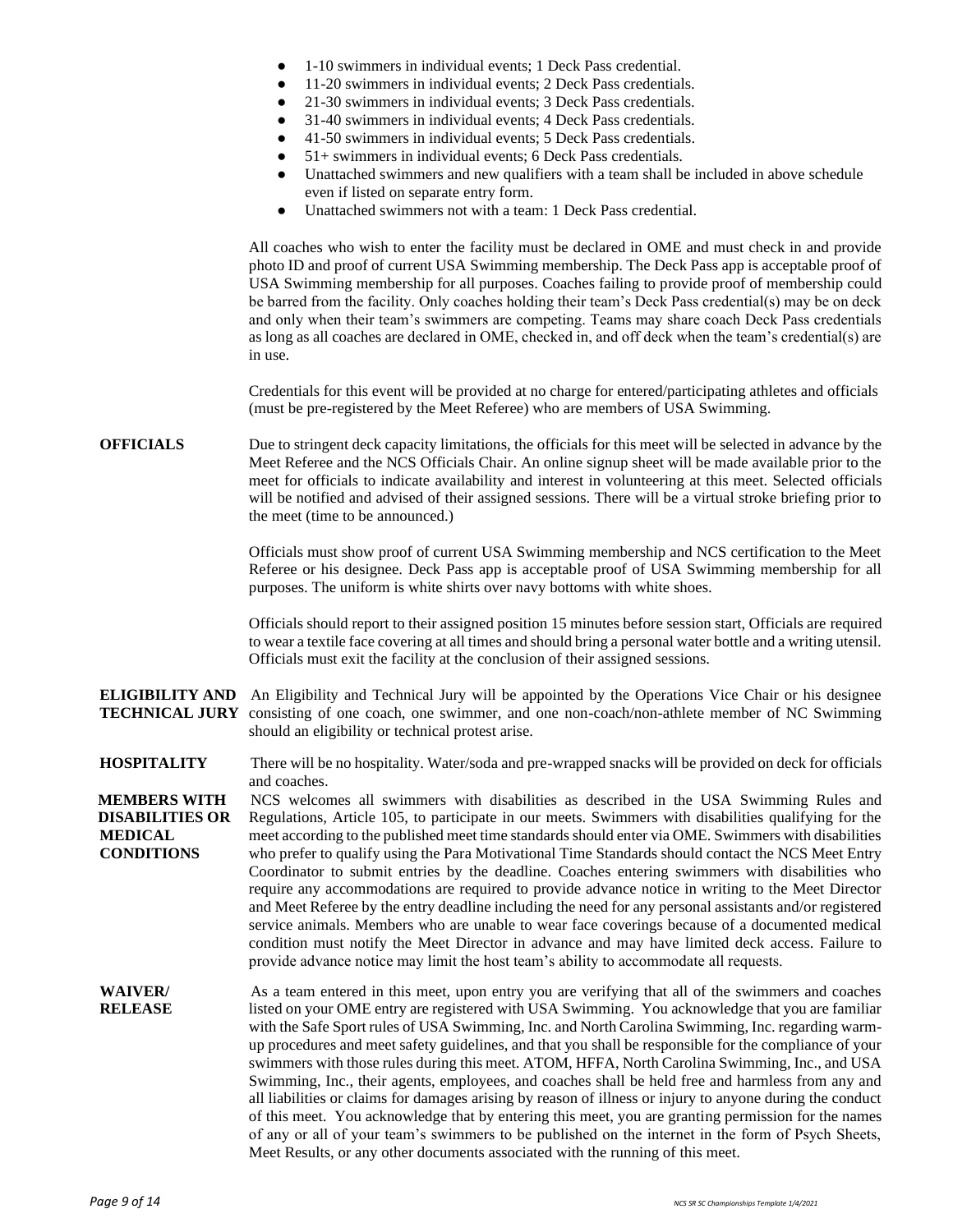- 1-10 swimmers in individual events; 1 Deck Pass credential.
- 11-20 swimmers in individual events; 2 Deck Pass credentials.
- 21-30 swimmers in individual events; 3 Deck Pass credentials.
- 31-40 swimmers in individual events; 4 Deck Pass credentials.
- 41-50 swimmers in individual events; 5 Deck Pass credentials.
- 51+ swimmers in individual events; 6 Deck Pass credentials.
- Unattached swimmers and new qualifiers with a team shall be included in above schedule even if listed on separate entry form.
- Unattached swimmers not with a team: 1 Deck Pass credential.

All coaches who wish to enter the facility must be declared in OME and must check in and provide photo ID and proof of current USA Swimming membership. The Deck Pass app is acceptable proof of USA Swimming membership for all purposes. Coaches failing to provide proof of membership could be barred from the facility. Only coaches holding their team's Deck Pass credential(s) may be on deck and only when their team's swimmers are competing. Teams may share coach Deck Pass credentials as long as all coaches are declared in OME, checked in, and off deck when the team's credential(s) are in use.

Credentials for this event will be provided at no charge for entered/participating athletes and officials (must be pre-registered by the Meet Referee) who are members of USA Swimming.

**OFFICIALS**

Due to stringent deck capacity limitations, the officials for this meet will be selected in advance by the Meet Referee and the NCS Officials Chair. An online signup sheet will be made available prior to the meet for officials to indicate availability and interest in volunteering at this meet. Selected officials will be notified and advised of their assigned sessions. There will be a virtual stroke briefing prior to the meet (time to be announced.)

Officials must show proof of current USA Swimming membership and NCS certification to the Meet Referee or his designee. Deck Pass app is acceptable proof of USA Swimming membership for all purposes. The uniform is white shirts over navy bottoms with white shoes.

Officials should report to their assigned position 15 minutes before session start, Officials are required to wear a textile face covering at all times and should bring a personal water bottle and a writing utensil. Officials must exit the facility at the conclusion of their assigned sessions.

**ELIGIBILITY AND TECHNICAL JURY**

An Eligibility and Technical Jury will be appointed by the Operations Vice Chair or his designee consisting of one coach, one swimmer, and one non-coach/non-athlete member of NC Swimming should an eligibility or technical protest arise.

**HOSPITALITY**

There will be no hospitality. Water/soda and pre-wrapped snacks will be provided on deck for officials and coaches.

**MEMBERS WITH DISABILITIES OR MEDICAL CONDITIONS**

NCS welcomes all swimmers with disabilities as described in the USA Swimming Rules and Regulations, Article 105, to participate in our meets. Swimmers with disabilities qualifying for the meet according to the published meet time standards should enter via OME. Swimmers with disabilities who prefer to qualify using the Para Motivational Time Standards should contact the NCS Meet Entry Coordinator to submit entries by the deadline. Coaches entering swimmers with disabilities who require any accommodations are required to provide advance notice in writing to the Meet Director and Meet Referee by the entry deadline including the need for any personal assistants and/or registered service animals. Members who are unable to wear face coverings because of a documented medical condition must notify the Meet Director in advance and may have limited deck access. Failure to provide advance notice may limit the host team's ability to accommodate all requests.

**WAIVER/ RELEASE**

As a team entered in this meet, upon entry you are verifying that all of the swimmers and coaches listed on your OME entry are registered with USA Swimming. You acknowledge that you are familiar with the Safe Sport rules of USA Swimming, Inc. and North Carolina Swimming, Inc. regarding warm-up procedures and meet safety guidelines, and that you shall be responsible for the compliance of your swimmers with those rules during this meet. ATOM, HFFA, North Carolina Swimming, Inc., and USA Swimming, Inc., their agents, employees, and coaches shall be held free and harmless from any and all liabilities or claims for damages arising by reason of illness or injury to anyone during the conduct of this meet. You acknowledge that by entering this meet, you are granting permission for the names of any or all of your team's swimmers to be published on the internet in the form of Psych Sheets, Meet Results, or any other documents associated with the running of this meet.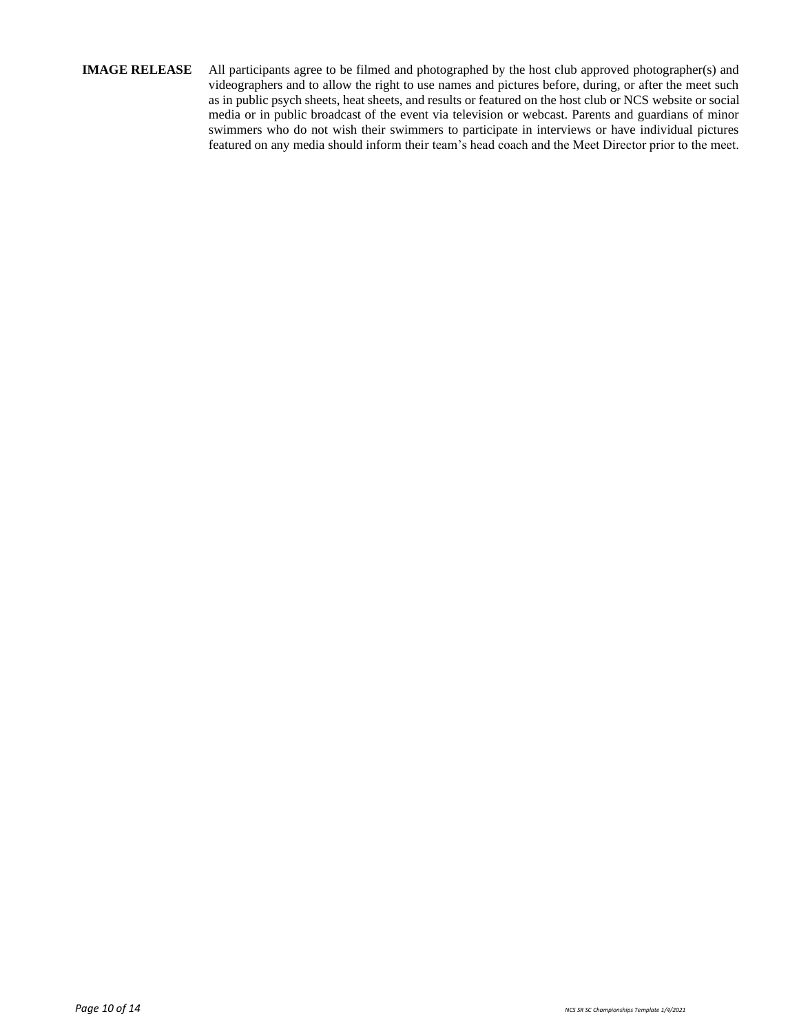**IMAGE RELEASE** All participants agree to be filmed and photographed by the host club approved photographer(s) and videographers and to allow the right to use names and pictures before, during, or after the meet such as in public psych sheets, heat sheets, and results or featured on the host club or NCS website or social media or in public broadcast of the event via television or webcast. Parents and guardians of minor swimmers who do not wish their swimmers to participate in interviews or have individual pictures featured on any media should inform their team's head coach and the Meet Director prior to the meet.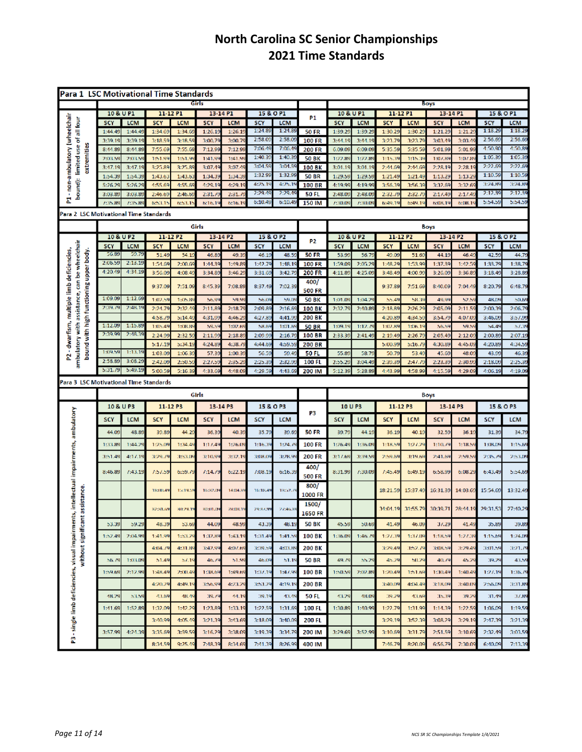# North Carolina SC Senior Championships
# 2021 Time Standards

## Para 1 LSC Motivational Time Standards

P1 - non-ambulatory (wheelchair bound): limited use of all four extremities

| Girls 10 & U P1 SCY | Girls 10 & U P1 LCM | Girls 11-12 P1 SCY | Girls 11-12 P1 LCM | Girls 13-14 P1 SCY | Girls 13-14 P1 LCM | Girls 15 & O P1 SCY | Girls 15 & O P1 LCM | P1 | Boys 10 & U P1 SCY | Boys 10 & U P1 LCM | Boys 11-12 P1 SCY | Boys 11-12 P1 LCM | Boys 13-14 P1 SCY | Boys 13-14 P1 LCM | Boys 15 & O P1 SCY | Boys 15 & O P1 LCM |
|---|---|---|---|---|---|---|---|---|---|---|---|---|---|---|---|---|
| 1:44.49 | 1:44.49 | 1:34.69 | 1:34.69 | 1:26.19 | 1:26.19 | 1:24.89 | 1:24.89 | 50 FR | 1:39.29 | 1:39.29 | 1:30.29 | 1:30.29 | 1:21.29 | 1:21.29 | 1:18.29 | 1:18.29 |
| 3:39.19 | 3:39.19 | 3:18.59 | 3:18.59 | 3:00.79 | 3:00.79 | 2:58.09 | 2:58.09 | 100 FR | 3:44.19 | 3:44.19 | 3:23.79 | 3:23.79 | 3:03.49 | 3:03.49 | 2:56.69 | 2:56.69 |
| 8:44.89 | 8:44.89 | 7:55.69 | 7:55.69 | 7:12.99 | 7:12.99 | 7:06.49 | 7:06.49 | 200 FR | 6:09.09 | 6:09.09 | 5:35.59 | 5:35.59 | 5:01.99 | 5:01.99 | 4:50.90 | 4:50.89 |
| 2:03.59 | 2:03.59 | 1:51.99 | 1:51.99 | 1:41.99 | 1:41.99 | 1:40.39 | 1:40.39 | 50 BK | 1:22.89 | 1:22.89 | 1:15.39 | 1:15.39 | 1:07.89 | 1:07.89 | 1:05.39 | 1:05.39 |
| 3:47.19 | 3:47.19 | 3:25.89 | 3:25.89 | 3:07.49 | 3:07.49 | 3:04.59 | 3:04.59 | 100 BK | 3:01.19 | 3:01.19 | 2:44.69 | 2:44.69 | 2:28.19 | 2:28.19 | 2:22.69 | 2:22.69 |
| 1:54.39 | 1:54.39 | 1:43.63 | 1:43.63 | 1:34.39 | 1:34.39 | 1:32.99 | 1:32.99 | 50 BR | 1:29.59 | 1:29.59 | 1:21.49 | 1:21.49 | 1:13.29 | 1:13.29 | 1:10.59 | 1:10.59 |
| 5:26.29 | 5:26.29 | 4:55.69 | 4:55.69 | 4:29.19 | 4:29.19 | 4:25.19 | 4:25.19 | 100 BR | 4:19.99 | 4:19.99 | 3:56.39 | 3:56.39 | 3:32.69 | 3:32.69 | 3:24.89 | 3:24.89 |
| 3:03.89 | 3:03.89 | 2:46.69 | 2:46.69 | 2:31.79 | 2:31.79 | 2:29.49 | 2:29.49 | 50 FL | 2:48.09 | 2:48.09 | 2:32.79 | 2:32.79 | 2:17.49 | 2:17.49 | 2:12.39 | 2:12.39 |
| 7:35.89 | 7:35.89 | 6:53.15 | 6:53.15 | 6:16.19 | 6:16.19 | 6:10.49 | 6:10.49 | 150 IM | 7:30.09 | 7:30.09 | 6:49.19 | 6:49.19 | 6:08.19 | 6:08.19 | 5:54.59 | 5:54.59 |

## Para 2 LSC Motivational Time Standards

P2 - dwarfism, multiple limb deficiencies, ambulatory with assistance, can be wheelchair bound with high functioning upper body.

| Girls 10 & U P2 SCY | Girls 10 & U P2 LCM | Girls 11-12 P2 SCY | Girls 11-12 P2 LCM | Girls 13-14 P2 SCY | Girls 13-14 P2 LCM | Girls 15 & O P2 SCY | Girls 15 & O P2 LCM | P2 | Boys 10 & U P2 SCY | Boys 10 & U P2 LCM | Boys 11-12 P2 SCY | Boys 11-12 P2 LCM | Boys 13-14 P2 SCY | Boys 13-14 P2 LCM | Boys 15 & O P2 SCY | Boys 15 & O P2 LCM |
|---|---|---|---|---|---|---|---|---|---|---|---|---|---|---|---|---|
| 56.89 | 59.79 | 51.49 | 54.19 | 46.89 | 49.39 | 46.19 | 48.59 | 50 FR | 53.99 | 56.79 | 49.09 | 51.60 | 44.19 | 46.49 | 42.59 | 44.79 |
| 2:06.59 | 2:13.19 | 1:54.69 | 2:00.69 | 1:44.39 | 1:49.89 | 1:42.79 | 1:48.19 | 100 FR | 1:59.09 | 2:05.29 | 1:48.29 | 1:53.99 | 1:37.39 | 1:42.59 | 1:33.79 | 1:38.79 |
| 4:20.49 | 4:34.19 | 3:56.09 | 4:08.49 | 3:34.80 | 3:46.29 | 3:31.69 | 3:42.79 | 200 FR | 4:11.89 | 4:25.09 | 3:48.49 | 4:00.90 | 3:26.09 | 3:36.89 | 3:18.49 | 3:28.89 |
| | | 9:37.09 | 7:51.09 | 8:45.39 | 7:08.89 | 8:37.49 | 7:02.39 | 400/ 500 FR | | | 9:37.89 | 7:51.69 | 8:40.09 | 7:04.49 | 8:20.79 | 6:48.79 |
| 1:09.09 | 1:12.69 | 1:02.59 | 1:05.89 | 56.99 | 59.99 | 56.09 | 59.09 | 50 BK | 1:01.09 | 1:04.29 | 55.49 | 58.39 | 49.99 | 52.59 | 48.09 | 50.69 |
| 2:39.79 | 2:48.19 | 2:24.79 | 2:32.49 | 2:11.89 | 2:18.79 | 2:09.89 | 2:16.69 | 100 BK | 2:32.79 | 2:40.89 | 2:18.89 | 2:26.29 | 2:05.09 | 2:11.59 | 2:00.39 | 2:06.79 |
| | | 4:58.79 | 5:14.49 | 4:31.09 | 4:46.29 | 4:27.89 | 4:41.99 | 200 BK | | | 4:20.89 | 4:34.59 | 3:54.79 | 4:07.09 | 3:46.09 | 3:57.99 |
| 1:12.09 | 1:15.89 | 1:05.49 | 1:08.89 | 59.59 | 1:02.69 | 58.69 | 1:01.69 | 50 BR | 1:09.19 | 1:12.79 | 1:02.89 | 1:06.19 | 56.59 | 59.59 | 54.49 | 57.39 |
| 2:39.99 | 2:48.39 | 2:24.99 | 2:32.59 | 2:11.99 | 2:18.89 | 2:09.99 | 2:16.79 | 100 BR | 2:33.30 | 2:41.49 | 2:19.49 | 2:26.79 | 2:05.49 | 2:12.09 | 2:00.89 | 2:07.19 |
| | | 5:17.19 | 5:34.19 | 4:24.89 | 4:38.79 | 4:44.69 | 4:59.59 | 200 BR | | | 5:00.99 | 5:16.79 | 4:30.89 | 4:45.09 | 4:20.89 | 4:34.59 |
| 1:09.59 | 1:13.19 | 1:03.09 | 1:06.39 | 57.39 | 1:00.39 | 56.59 | 59.49 | 50 FL | 55.89 | 58.79 | 50.79 | 53.49 | 45.69 | 48.09 | 43.99 | 46.39 |
| 2:58.89 | 3:08.29 | 2:42.09 | 2:50.59 | 2:27.59 | 2:35.29 | 2:25.39 | 2:32.99 | 100 FL | 2:55.29 | 3:04.49 | 2:39.39 | 2:47.79 | 2:23.39 | 2:30.99 | 2:18.09 | 2:25.39 |
| 5:31.79 | 5:49.19 | 5:00.59 | 5:16.39 | 4:33.69 | 4:48.09 | 4:29.59 | 4:43.09 | 200 IM | 5:12.39 | 5:28.89 | 4:43.99 | 4:58.99 | 4:15.59 | 4:29.09 | 4:06.19 | 4:19.09 |

## Para 3 LSC Motivational Time Standards

P3 - single limb deficiencies, visual impairments, intellectual impairments, ambulatory without significant assistance.

| Girls 10 & U P3 SCY | Girls 10 & U P3 LCM | Girls 11-12 P3 SCY | Girls 11-12 P3 LCM | Girls 13-14 P3 SCY | Girls 13-14 P3 LCM | Girls 15 & O P3 SCY | Girls 15 & O P3 LCM | P3 | Boys 10 U P3 SCY | Boys 10 U P3 LCM | Boys 11-12 P3 SCY | Boys 11-12 P3 LCM | Boys 13-14 P3 SCY | Boys 13-14 P3 LCM | Boys 15 & O P3 SCY | Boys 15 & O P3 LCM |
|---|---|---|---|---|---|---|---|---|---|---|---|---|---|---|---|---|
| 44.09 | 48.89 | 39.89 | 44.29 | 36.39 | 40.39 | 35.79 | 39.69 | 50 FR | 39.79 | 44.19 | 36.19 | 40.19 | 32.59 | 36.19 | 31.39 | 34.79 |
| 1:33.89 | 1:44.29 | 1:25.09 | 1:34.49 | 1:17.49 | 1:26.09 | 1:16.39 | 1:24.79 | 100 FR | 1:26.49 | 1:36.09 | 1:18.59 | 1:27.29 | 1:10.79 | 1:18.59 | 1:08.09 | 1:15.69 |
| 3:51.49 | 4:17.19 | 3:29.79 | 3:53.09 | 3:10.99 | 3:32.19 | 3:08.09 | 3:28.99 | 200 FR | 3:17.69 | 3:39.59 | 2:59.69 | 3:19.69 | 2:41.69 | 2:59.59 | 2:35.79 | 2:53.09 |
| 8:46.89 | 7:43.19 | 7:57.59 | 6:59.79 | 7:14.79 | 6:22.19 | 7:08.19 | 6:16.39 | 400/ 500 FR | 8:31.99 | 7:30.09 | 7:45.49 | 6:49.19 | 6:58.99 | 6:08.29 | 6:43.49 | 5:54.69 |
| | | 18:00.49 | 15:19.59 | 16:22.09 | 14:04.89 | 16:08.49 | 13:52.79 | 800/ 1000 FR | | | 18:21.59 | 15:37.40 | 16:31.30 | 14:03.69 | 15:54.09 | 13:32.49 |
| | | 32:51.69 | 30:29.19 | 30:01.09 | 28:03.19 | 29:37.99 | 27:46.59 | 1500/ 1650 FR | | | 34:04.19 | 31:55.79 | 30:39.71 | 28:44.19 | 29:31.53 | 27:40.29 |
| 53.39 | 59.29 | 48.39 | 53.69 | 44.09 | 48.99 | 43.39 | 48.19 | 50 BK | 45.59 | 50.69 | 41.49 | 46.09 | 37.29 | 41.49 | 35.89 | 39.89 |
| 1:52.49 | 2:04.99 | 1:41.99 | 1:53.29 | 1:32.89 | 1:43.19 | 1:31.49 | 1:41.59 | 100 BK | 1:36.09 | 1:46.79 | 1:27.39 | 1:37.09 | 1:18.59 | 1:27.39 | 1:15.69 | 1:24.09 |
| | | 4:04.79 | 4:31.89 | 3:42.99 | 4:07.69 | 3:39.59 | 4:03.89 | 200 BK | | | 3:29.49 | 3:52.79 | 3:08.59 | 3:29.49 | 3:01.59 | 3:21.79 |
| 56.79 | 1:03.09 | 51.49 | 57.19 | 46.79 | 51.99 | 46.09 | 51.19 | 50 BR | 49.79 | 55.29 | 45.29 | 50.29 | 40.79 | 45.29 | 39.29 | 43.59 |
| 1:59.69 | 2:12.99 | 1:48.49 | 2:00.49 | 1:38.69 | 1:49.69 | 1:37.19 | 1:47.99 | 100 BR | 1:50.59 | 2:02.89 | 1:40.49 | 1:51.69 | 1:30.49 | 1:40.49 | 1:27.19 | 1:36.79 |
| | | 4:20.79 | 4:49.79 | 3:56.99 | 4:23.29 | 3:53.29 | 4:19.19 | 200 BR | | | 3:40.09 | 4:04.49 | 3:18.09 | 3:40.09 | 2:56.09 | 3:31.89 |
| 48.29 | 53.59 | 43.69 | 48.59 | 39.79 | 44.19 | 39.19 | 43.49 | 50 FL | 43.29 | 48.09 | 39.29 | 43.69 | 35.39 | 39.29 | 34.49 | 37.89 |
| 1:41.69 | 1:52.89 | 1:32.09 | 1:42.29 | 1:23.89 | 1:33.19 | 1:22.59 | 1:31.69 | 100 FL | 1:30.89 | 1:40.99 | 1:22.79 | 1:31.99 | 1:14.39 | 1:22.59 | 1:06.09 | 1:19.59 |
| | | 3:40.99 | 4:05.49 | 3:21.39 | 3:43.69 | 3:18.09 | 3:40.09 | 200 FL | | | 3:29.19 | 3:52.39 | 3:08.29 | 3:29.19 | 2:47.39 | 3:21.39 |
| 3:57.99 | 4:24.39 | 3:35.69 | 3:59.59 | 3:16.29 | 3:38.09 | 3:19.39 | 3:34.79 | 200 IM | 3:29.69 | 3:52.99 | 3:10.69 | 3:31.79 | 2:51.59 | 3:10.69 | 2:32.49 | 3:03.59 |
| | | 8:34.59 | 9:25.49 | 7:48.39 | 8:34.69 | 7:41.39 | 8:26.99 | 400 IM | | | 7:46.79 | 8:20.09 | 6:56.79 | 7:30.09 | 6:40.09 | 7:13.39 |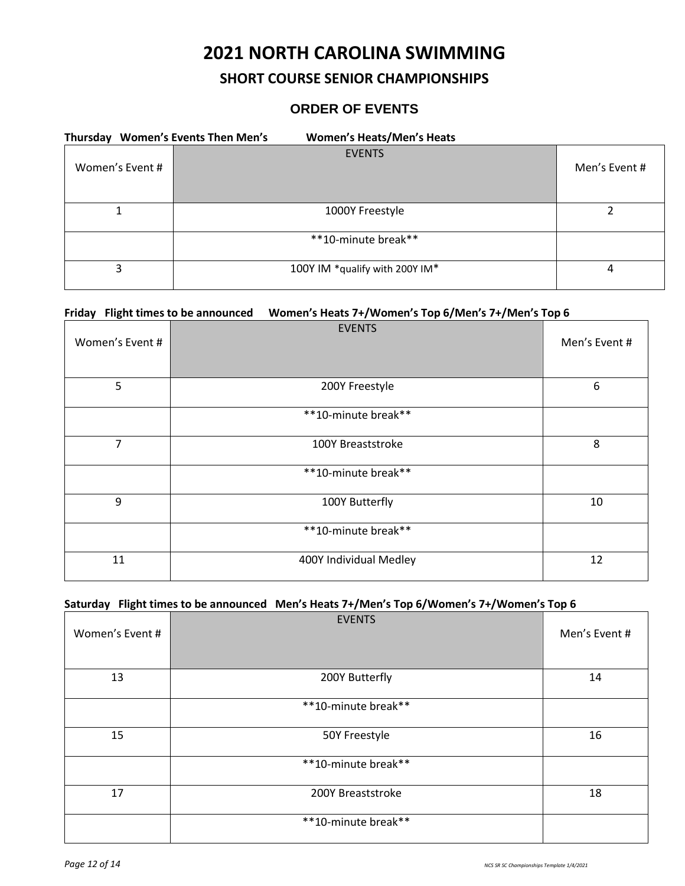# 2021 NORTH CAROLINA SWIMMING

## SHORT COURSE SENIOR CHAMPIONSHIPS

### ORDER OF EVENTS

**Thursday Women's Events Then Men's Women's Heats/Men's Heats**

| Women's Event # | EVENTS | Men's Event # |
|---|---|---|
| 1 | 1000Y Freestyle | 2 |
| | **10-minute break** | |
| 3 | 100Y IM *qualify with 200Y IM* | 4 |

**Friday Flight times to be announced Women's Heats 7+/Women's Top 6/Men's 7+/Men's Top 6**

| Women's Event # | EVENTS | Men's Event # |
|---|---|---|
| 5 | 200Y Freestyle | 6 |
| | **10-minute break** | |
| 7 | 100Y Breaststroke | 8 |
| | **10-minute break** | |
| 9 | 100Y Butterfly | 10 |
| | **10-minute break** | |
| 11 | 400Y Individual Medley | 12 |

**Saturday Flight times to be announced Men's Heats 7+/Men's Top 6/Women's 7+/Women's Top 6**

| Women's Event # | EVENTS | Men's Event # |
|---|---|---|
| 13 | 200Y Butterfly | 14 |
| | **10-minute break** | |
| 15 | 50Y Freestyle | 16 |
| | **10-minute break** | |
| 17 | 200Y Breaststroke | 18 |
| | **10-minute break** | |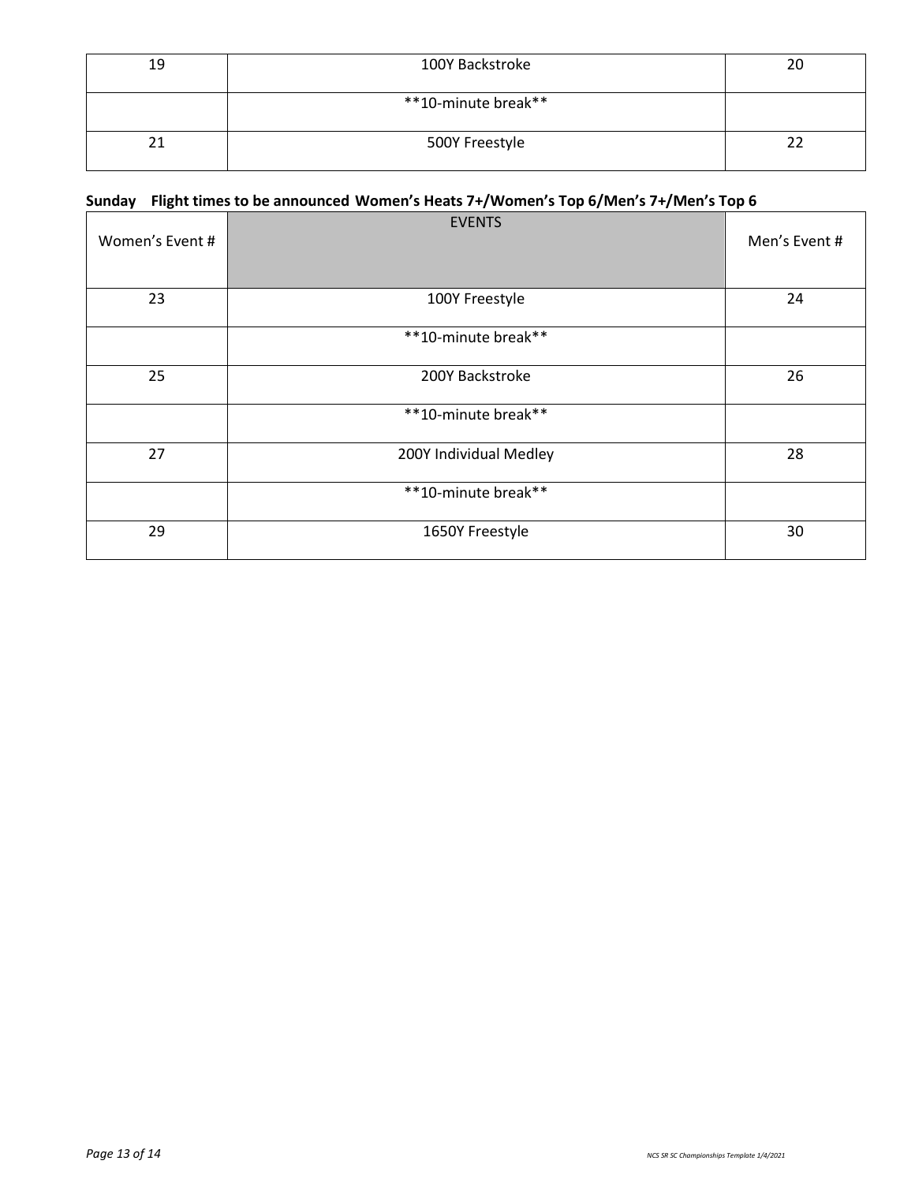| 19 | 100Y Backstroke | 20 |
|---|---|---|
| | **10-minute break** | |
| 21 | 500Y Freestyle | 22 |

**Sunday Flight times to be announced Women's Heats 7+/Women's Top 6/Men's 7+/Men's Top 6**

| Women's Event # | EVENTS | Men's Event # |
|---|---|---|
| 23 | 100Y Freestyle | 24 |
| | **10-minute break** | |
| 25 | 200Y Backstroke | 26 |
| | **10-minute break** | |
| 27 | 200Y Individual Medley | 28 |
| | **10-minute break** | |
| 29 | 1650Y Freestyle | 30 |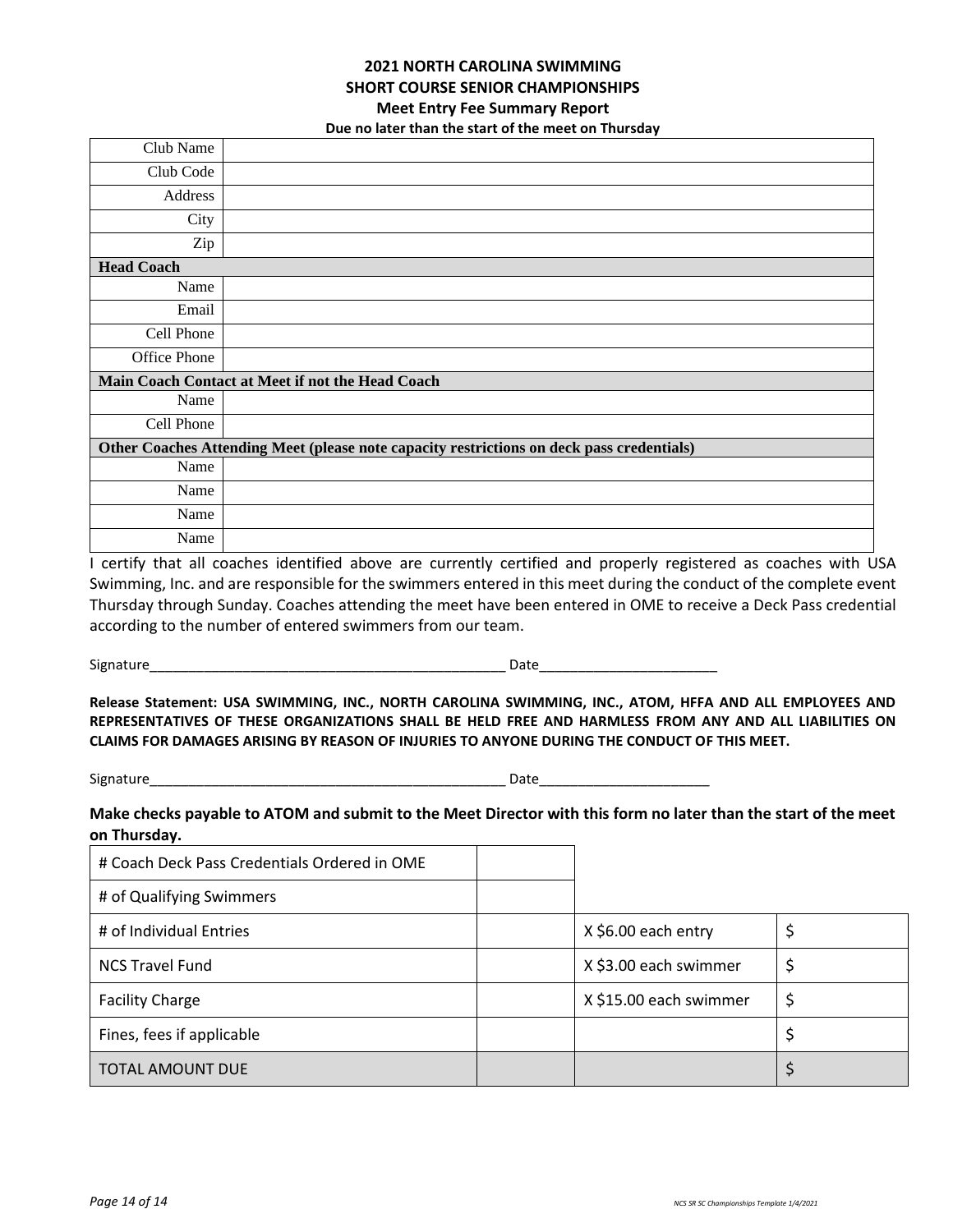# 2021 NORTH CAROLINA SWIMMING
# SHORT COURSE SENIOR CHAMPIONSHIPS
## Meet Entry Fee Summary Report
**Due no later than the start of the meet on Thursday**

| | |
|---|---|
| Club Name | |
| Club Code | |
| Address | |
| City | |
| Zip | |
| **Head Coach** | |
| Name | |
| Email | |
| Cell Phone | |
| Office Phone | |
| **Main Coach Contact at Meet if not the Head Coach** | |
| Name | |
| Cell Phone | |
| **Other Coaches Attending Meet (please note capacity restrictions on deck pass credentials)** | |
| Name | |
| Name | |
| Name | |
| Name | |

I certify that all coaches identified above are currently certified and properly registered as coaches with USA Swimming, Inc. and are responsible for the swimmers entered in this meet during the conduct of the complete event Thursday through Sunday. Coaches attending the meet have been entered in OME to receive a Deck Pass credential according to the number of entered swimmers from our team.

Signature_______________________________________________ Date_______________________

**Release Statement: USA SWIMMING, INC., NORTH CAROLINA SWIMMING, INC., ATOM, HFFA AND ALL EMPLOYEES AND REPRESENTATIVES OF THESE ORGANIZATIONS SHALL BE HELD FREE AND HARMLESS FROM ANY AND ALL LIABILITIES ON CLAIMS FOR DAMAGES ARISING BY REASON OF INJURIES TO ANYONE DURING THE CONDUCT OF THIS MEET.**

Signature_______________________________________________ Date______________________

**Make checks payable to ATOM and submit to the Meet Director with this form no later than the start of the meet on Thursday.**

| | | | |
|---|---|---|---|
| # Coach Deck Pass Credentials Ordered in OME | | | |
| # of Qualifying Swimmers | | | |
| # of Individual Entries | | X $6.00 each entry | $ |
| NCS Travel Fund | | X $3.00 each swimmer | $ |
| Facility Charge | | X $15.00 each swimmer | $ |
| Fines, fees if applicable | | | $ |
| TOTAL AMOUNT DUE | | | $ |